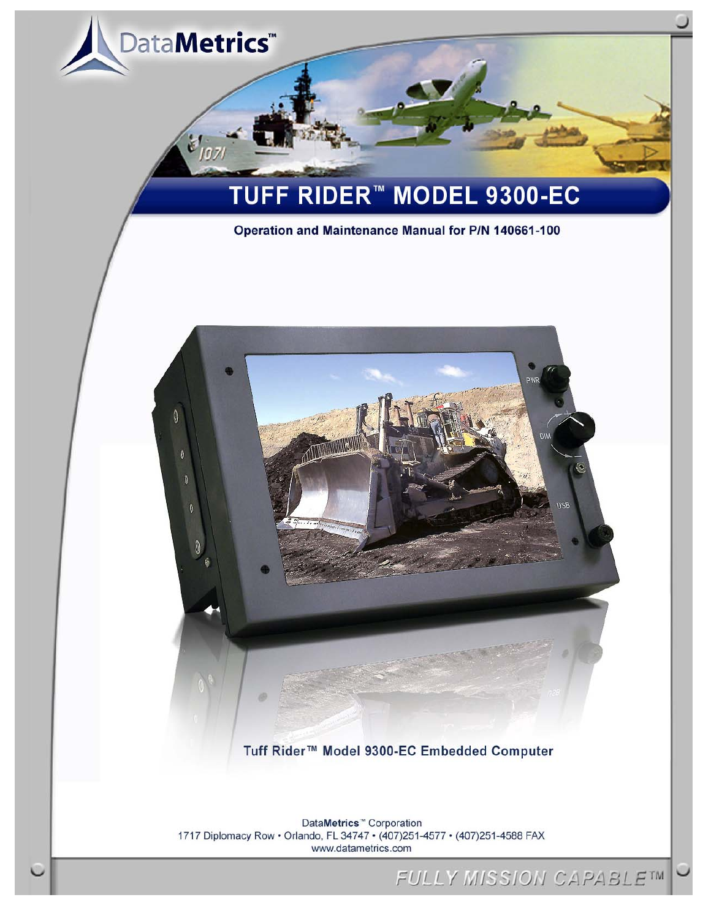DataMetrics™

# TUFF RIDER™ MODEL 9300-EC

**Operation and Maintenance Manual for P/N 140661-100**

**Tuff Rider™ Model 9300-EC Embedded Computer**

DataMetrics™ Corporation
1717 Diplomacy Row • Orlando, FL 34747 • (407)251-4577 • (407)251-4588 FAX
www.datametrics.com

FULLY MISSION CAPABLE™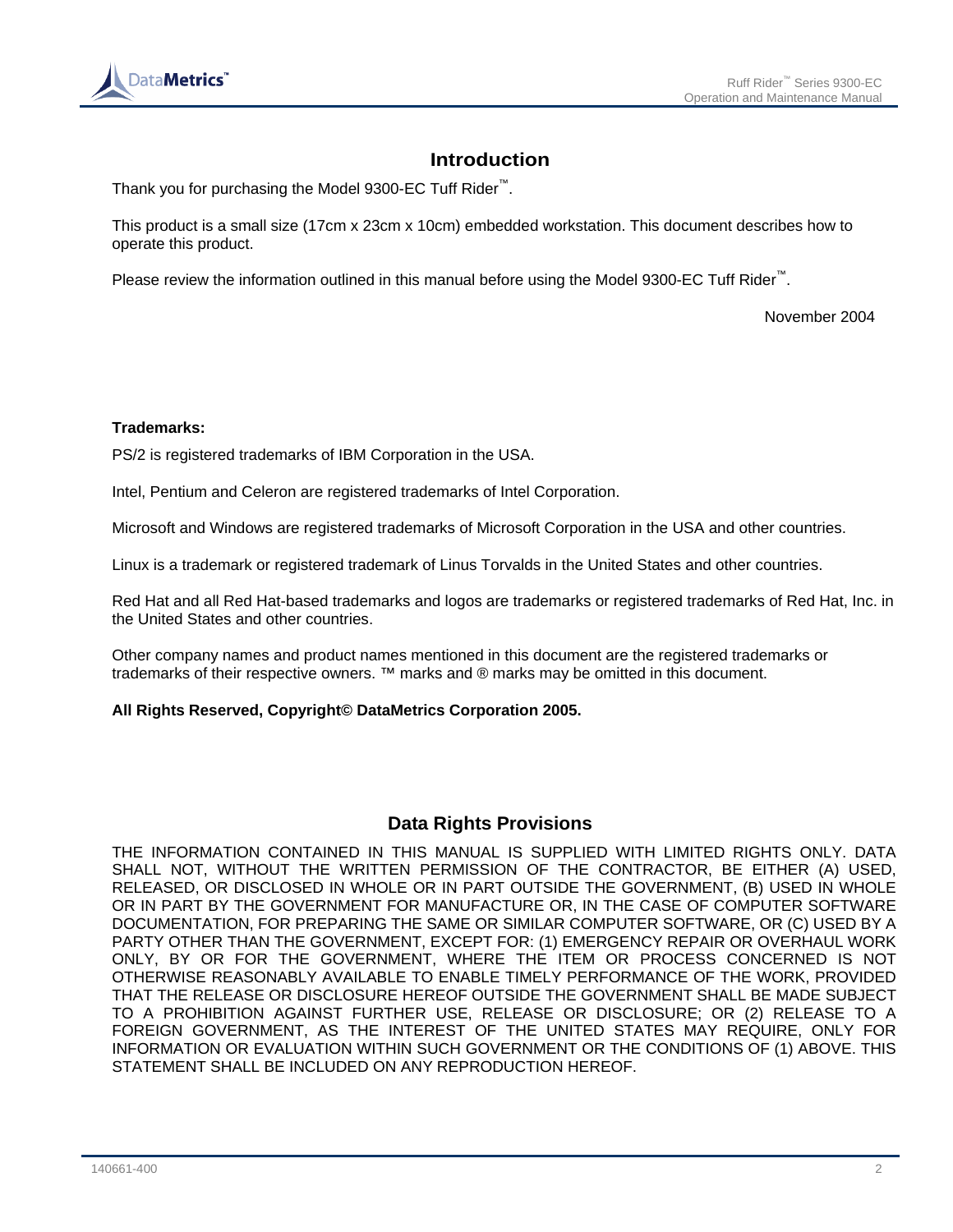# Introduction

Thank you for purchasing the Model 9300-EC Tuff Rider™.

This product is a small size (17cm x 23cm x 10cm) embedded workstation. This document describes how to operate this product.

Please review the information outlined in this manual before using the Model 9300-EC Tuff Rider™.

November 2004

**Trademarks:**

PS/2 is registered trademarks of IBM Corporation in the USA.

Intel, Pentium and Celeron are registered trademarks of Intel Corporation.

Microsoft and Windows are registered trademarks of Microsoft Corporation in the USA and other countries.

Linux is a trademark or registered trademark of Linus Torvalds in the United States and other countries.

Red Hat and all Red Hat-based trademarks and logos are trademarks or registered trademarks of Red Hat, Inc. in the United States and other countries.

Other company names and product names mentioned in this document are the registered trademarks or trademarks of their respective owners. ™ marks and ® marks may be omitted in this document.

**All Rights Reserved, Copyright© DataMetrics Corporation 2005.**

# Data Rights Provisions

THE INFORMATION CONTAINED IN THIS MANUAL IS SUPPLIED WITH LIMITED RIGHTS ONLY. DATA SHALL NOT, WITHOUT THE WRITTEN PERMISSION OF THE CONTRACTOR, BE EITHER (A) USED, RELEASED, OR DISCLOSED IN WHOLE OR IN PART OUTSIDE THE GOVERNMENT, (B) USED IN WHOLE OR IN PART BY THE GOVERNMENT FOR MANUFACTURE OR, IN THE CASE OF COMPUTER SOFTWARE DOCUMENTATION, FOR PREPARING THE SAME OR SIMILAR COMPUTER SOFTWARE, OR (C) USED BY A PARTY OTHER THAN THE GOVERNMENT, EXCEPT FOR: (1) EMERGENCY REPAIR OR OVERHAUL WORK ONLY, BY OR FOR THE GOVERNMENT, WHERE THE ITEM OR PROCESS CONCERNED IS NOT OTHERWISE REASONABLY AVAILABLE TO ENABLE TIMELY PERFORMANCE OF THE WORK, PROVIDED THAT THE RELEASE OR DISCLOSURE HEREOF OUTSIDE THE GOVERNMENT SHALL BE MADE SUBJECT TO A PROHIBITION AGAINST FURTHER USE, RELEASE OR DISCLOSURE; OR (2) RELEASE TO A FOREIGN GOVERNMENT, AS THE INTEREST OF THE UNITED STATES MAY REQUIRE, ONLY FOR INFORMATION OR EVALUATION WITHIN SUCH GOVERNMENT OR THE CONDITIONS OF (1) ABOVE. THIS STATEMENT SHALL BE INCLUDED ON ANY REPRODUCTION HEREOF.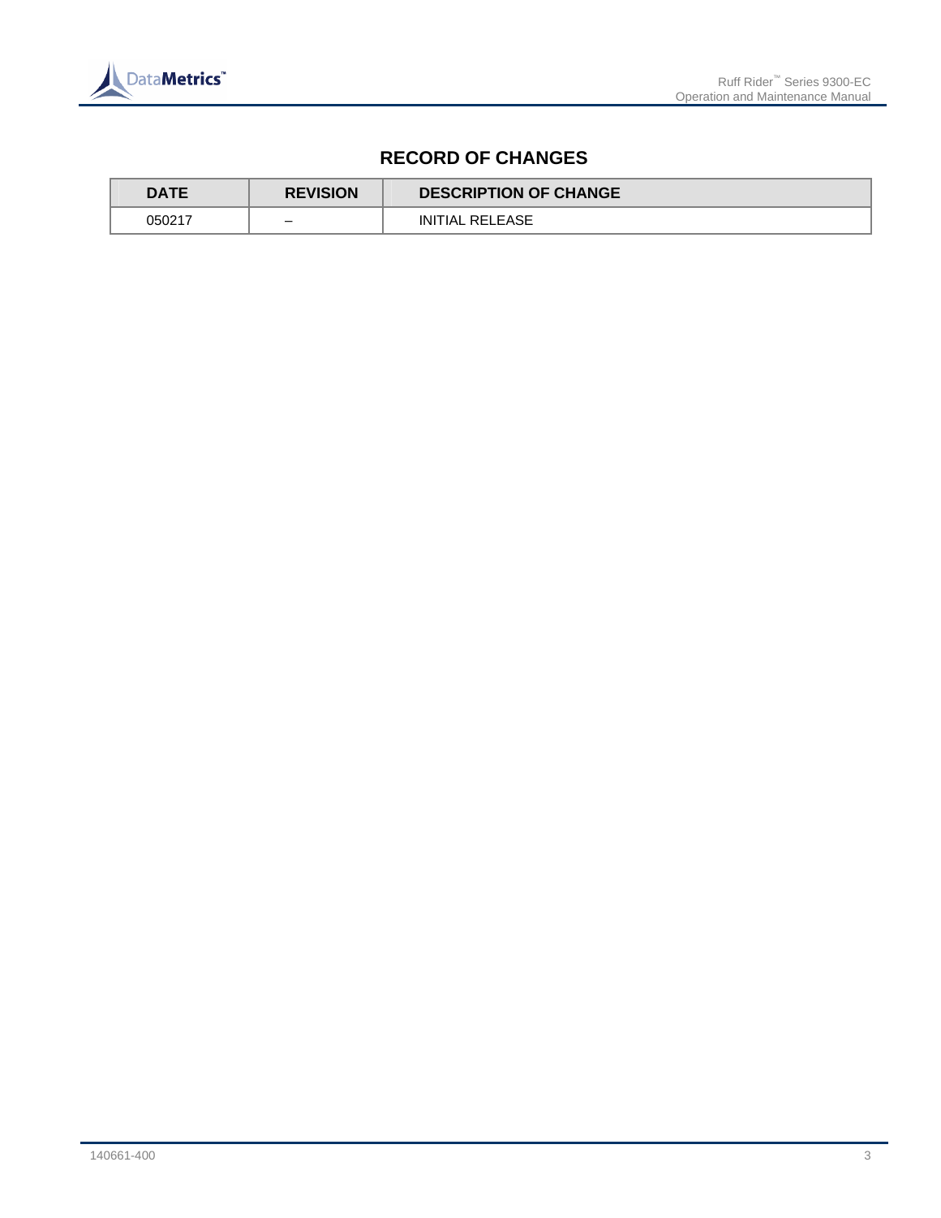# RECORD OF CHANGES

| DATE | REVISION | DESCRIPTION OF CHANGE |
|---|---|---|
| 050217 | – | INITIAL RELEASE |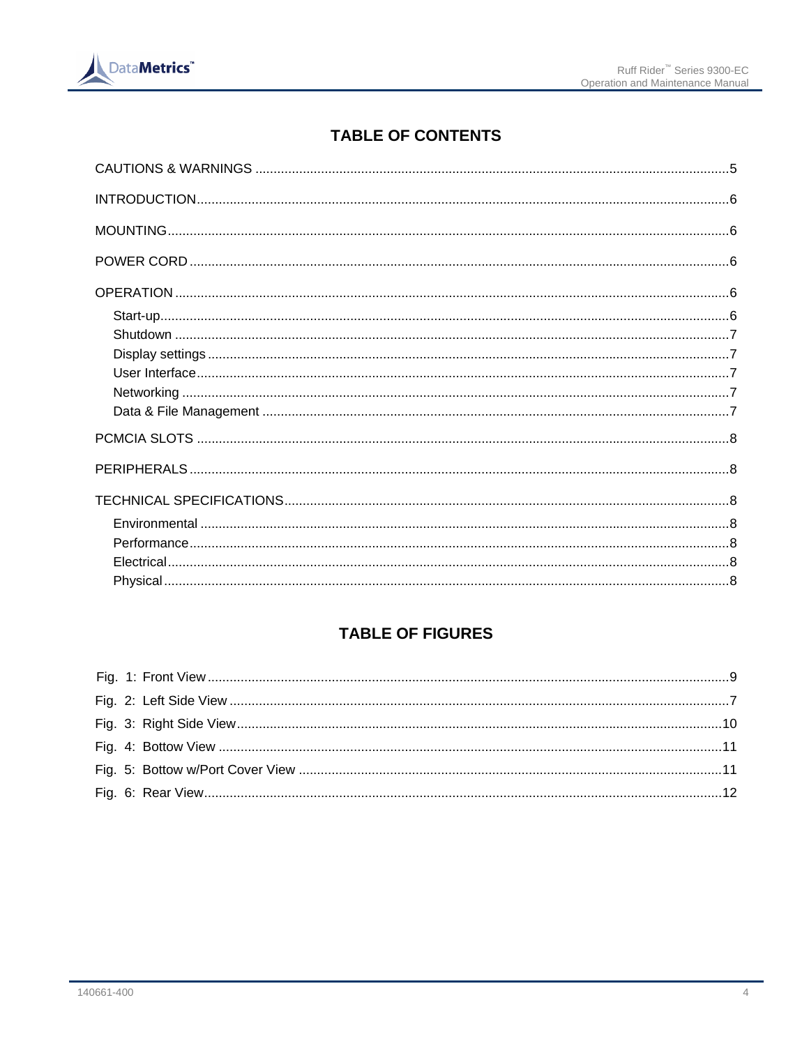# TABLE OF CONTENTS

CAUTIONS & WARNINGS ........................................................................................................ 5

INTRODUCTION ....................................................................................................................... 6

MOUNTING ............................................................................................................................... 6

POWER CORD .......................................................................................................................... 6

OPERATION .............................................................................................................................. 6

- Start-up ................................................................................................................................ 6
- Shutdown ............................................................................................................................. 7
- Display settings .................................................................................................................... 7
- User Interface ....................................................................................................................... 7
- Networking ........................................................................................................................... 7
- Data & File Management ..................................................................................................... 7

PCMCIA SLOTS ........................................................................................................................ 8

PERIPHERALS .......................................................................................................................... 8

TECHNICAL SPECIFICATIONS ................................................................................................ 8

- Environmental ...................................................................................................................... 8
- Performance ......................................................................................................................... 8
- Electrical .............................................................................................................................. 8
- Physical ................................................................................................................................ 8

# TABLE OF FIGURES

Fig. 1: Front View ....................................................................................................................... 9

Fig. 2: Left Side View ................................................................................................................. 7

Fig. 3: Right Side View ............................................................................................................. 10

Fig. 4: Bottow View .................................................................................................................. 11

Fig. 5: Bottow w/Port Cover View ............................................................................................ 11

Fig. 6: Rear View ...................................................................................................................... 12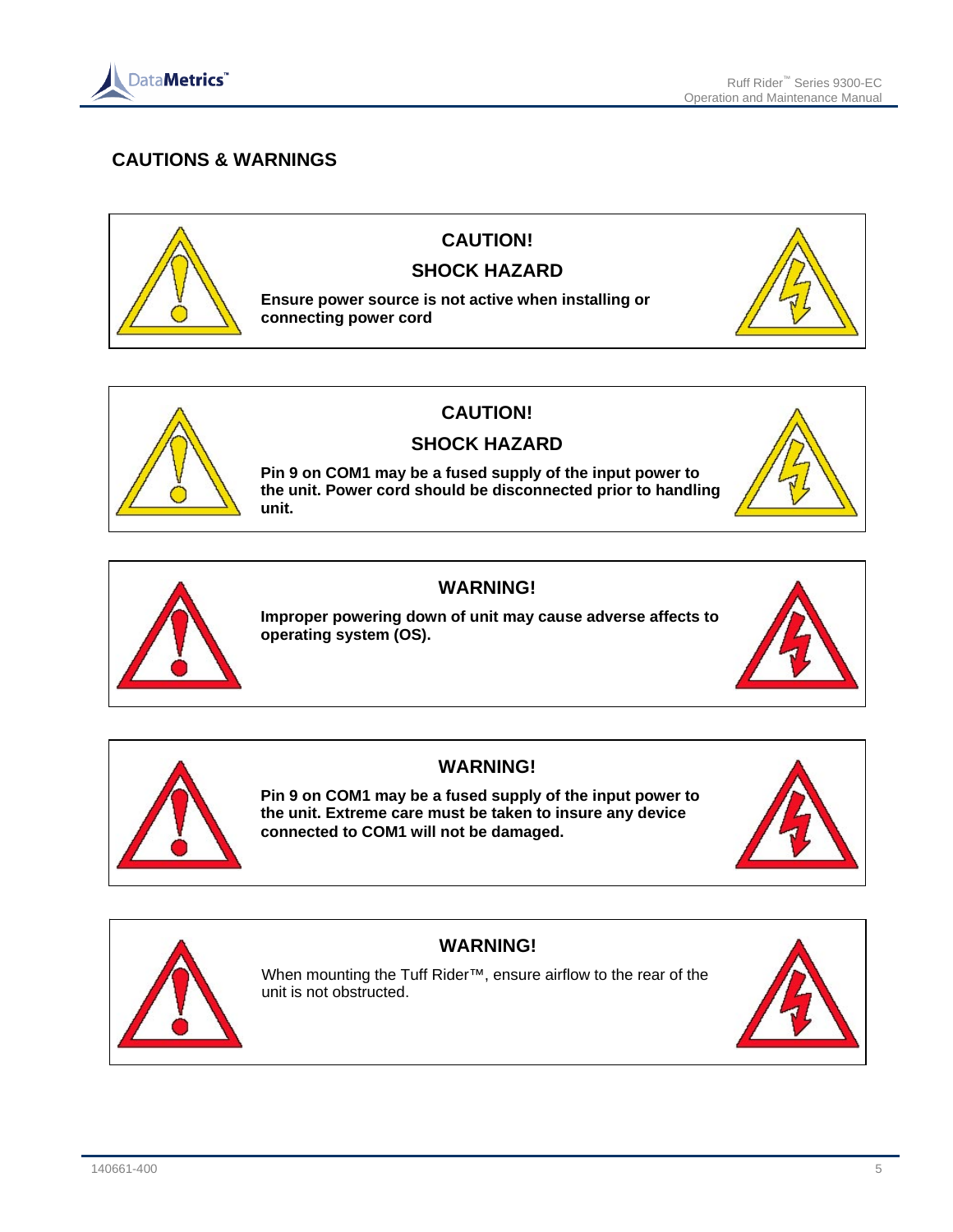## CAUTIONS & WARNINGS

**CAUTION!**

**SHOCK HAZARD**

**Ensure power source is not active when installing or connecting power cord**

**CAUTION!**

**SHOCK HAZARD**

**Pin 9 on COM1 may be a fused supply of the input power to the unit. Power cord should be disconnected prior to handling unit.**

**WARNING!**

**Improper powering down of unit may cause adverse affects to operating system (OS).**

**WARNING!**

**Pin 9 on COM1 may be a fused supply of the input power to the unit. Extreme care must be taken to insure any device connected to COM1 will not be damaged.**

**WARNING!**

When mounting the Tuff Rider™, ensure airflow to the rear of the unit is not obstructed.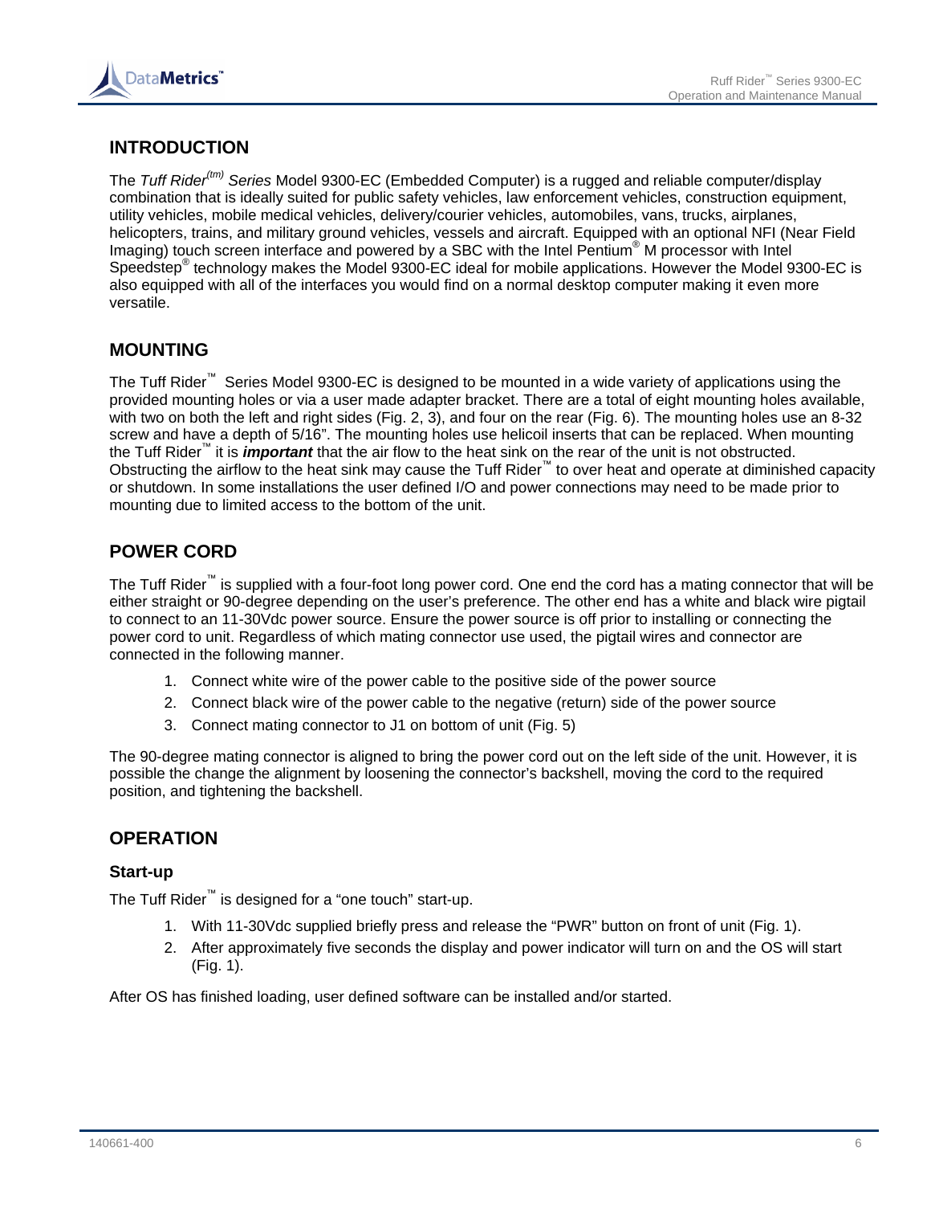## INTRODUCTION

The *Tuff Rider(tm) Series* Model 9300-EC (Embedded Computer) is a rugged and reliable computer/display combination that is ideally suited for public safety vehicles, law enforcement vehicles, construction equipment, utility vehicles, mobile medical vehicles, delivery/courier vehicles, automobiles, vans, trucks, airplanes, helicopters, trains, and military ground vehicles, vessels and aircraft. Equipped with an optional NFI (Near Field Imaging) touch screen interface and powered by a SBC with the Intel Pentium® M processor with Intel Speedstep® technology makes the Model 9300-EC ideal for mobile applications. However the Model 9300-EC is also equipped with all of the interfaces you would find on a normal desktop computer making it even more versatile.

## MOUNTING

The Tuff Rider™ Series Model 9300-EC is designed to be mounted in a wide variety of applications using the provided mounting holes or via a user made adapter bracket. There are a total of eight mounting holes available, with two on both the left and right sides (Fig. 2, 3), and four on the rear (Fig. 6). The mounting holes use an 8-32 screw and have a depth of 5/16". The mounting holes use helicoil inserts that can be replaced. When mounting the Tuff Rider™ it is ***important*** that the air flow to the heat sink on the rear of the unit is not obstructed. Obstructing the airflow to the heat sink may cause the Tuff Rider™ to over heat and operate at diminished capacity or shutdown. In some installations the user defined I/O and power connections may need to be made prior to mounting due to limited access to the bottom of the unit.

## POWER CORD

The Tuff Rider™ is supplied with a four-foot long power cord. One end the cord has a mating connector that will be either straight or 90-degree depending on the user's preference. The other end has a white and black wire pigtail to connect to an 11-30Vdc power source. Ensure the power source is off prior to installing or connecting the power cord to unit. Regardless of which mating connector use used, the pigtail wires and connector are connected in the following manner.

1. Connect white wire of the power cable to the positive side of the power source
2. Connect black wire of the power cable to the negative (return) side of the power source
3. Connect mating connector to J1 on bottom of unit (Fig. 5)

The 90-degree mating connector is aligned to bring the power cord out on the left side of the unit. However, it is possible the change the alignment by loosening the connector's backshell, moving the cord to the required position, and tightening the backshell.

## OPERATION

### Start-up

The Tuff Rider™ is designed for a "one touch" start-up.

1. With 11-30Vdc supplied briefly press and release the "PWR" button on front of unit (Fig. 1).
2. After approximately five seconds the display and power indicator will turn on and the OS will start (Fig. 1).

After OS has finished loading, user defined software can be installed and/or started.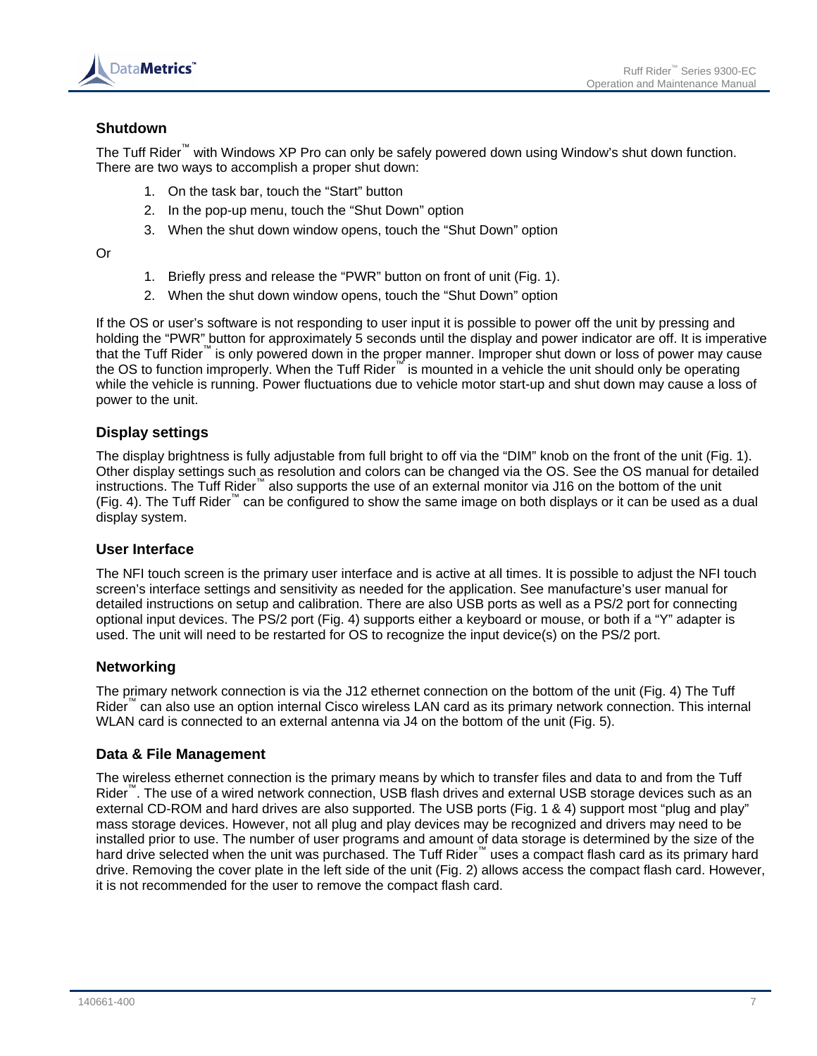## Shutdown

The Tuff Rider™ with Windows XP Pro can only be safely powered down using Window's shut down function. There are two ways to accomplish a proper shut down:

1. On the task bar, touch the "Start" button
2. In the pop-up menu, touch the "Shut Down" option
3. When the shut down window opens, touch the "Shut Down" option

Or

1. Briefly press and release the "PWR" button on front of unit (Fig. 1).
2. When the shut down window opens, touch the "Shut Down" option

If the OS or user's software is not responding to user input it is possible to power off the unit by pressing and holding the "PWR" button for approximately 5 seconds until the display and power indicator are off. It is imperative that the Tuff Rider™ is only powered down in the proper manner. Improper shut down or loss of power may cause the OS to function improperly. When the Tuff Rider™ is mounted in a vehicle the unit should only be operating while the vehicle is running. Power fluctuations due to vehicle motor start-up and shut down may cause a loss of power to the unit.

## Display settings

The display brightness is fully adjustable from full bright to off via the "DIM" knob on the front of the unit (Fig. 1). Other display settings such as resolution and colors can be changed via the OS. See the OS manual for detailed instructions. The Tuff Rider™ also supports the use of an external monitor via J16 on the bottom of the unit (Fig. 4). The Tuff Rider™ can be configured to show the same image on both displays or it can be used as a dual display system.

## User Interface

The NFI touch screen is the primary user interface and is active at all times. It is possible to adjust the NFI touch screen's interface settings and sensitivity as needed for the application. See manufacture's user manual for detailed instructions on setup and calibration. There are also USB ports as well as a PS/2 port for connecting optional input devices. The PS/2 port (Fig. 4) supports either a keyboard or mouse, or both if a "Y" adapter is used. The unit will need to be restarted for OS to recognize the input device(s) on the PS/2 port.

## Networking

The primary network connection is via the J12 ethernet connection on the bottom of the unit (Fig. 4) The Tuff Rider™ can also use an option internal Cisco wireless LAN card as its primary network connection. This internal WLAN card is connected to an external antenna via J4 on the bottom of the unit (Fig. 5).

## Data & File Management

The wireless ethernet connection is the primary means by which to transfer files and data to and from the Tuff Rider™. The use of a wired network connection, USB flash drives and external USB storage devices such as an external CD-ROM and hard drives are also supported. The USB ports (Fig. 1 & 4) support most "plug and play" mass storage devices. However, not all plug and play devices may be recognized and drivers may need to be installed prior to use. The number of user programs and amount of data storage is determined by the size of the hard drive selected when the unit was purchased. The Tuff Rider™ uses a compact flash card as its primary hard drive. Removing the cover plate in the left side of the unit (Fig. 2) allows access the compact flash card. However, it is not recommended for the user to remove the compact flash card.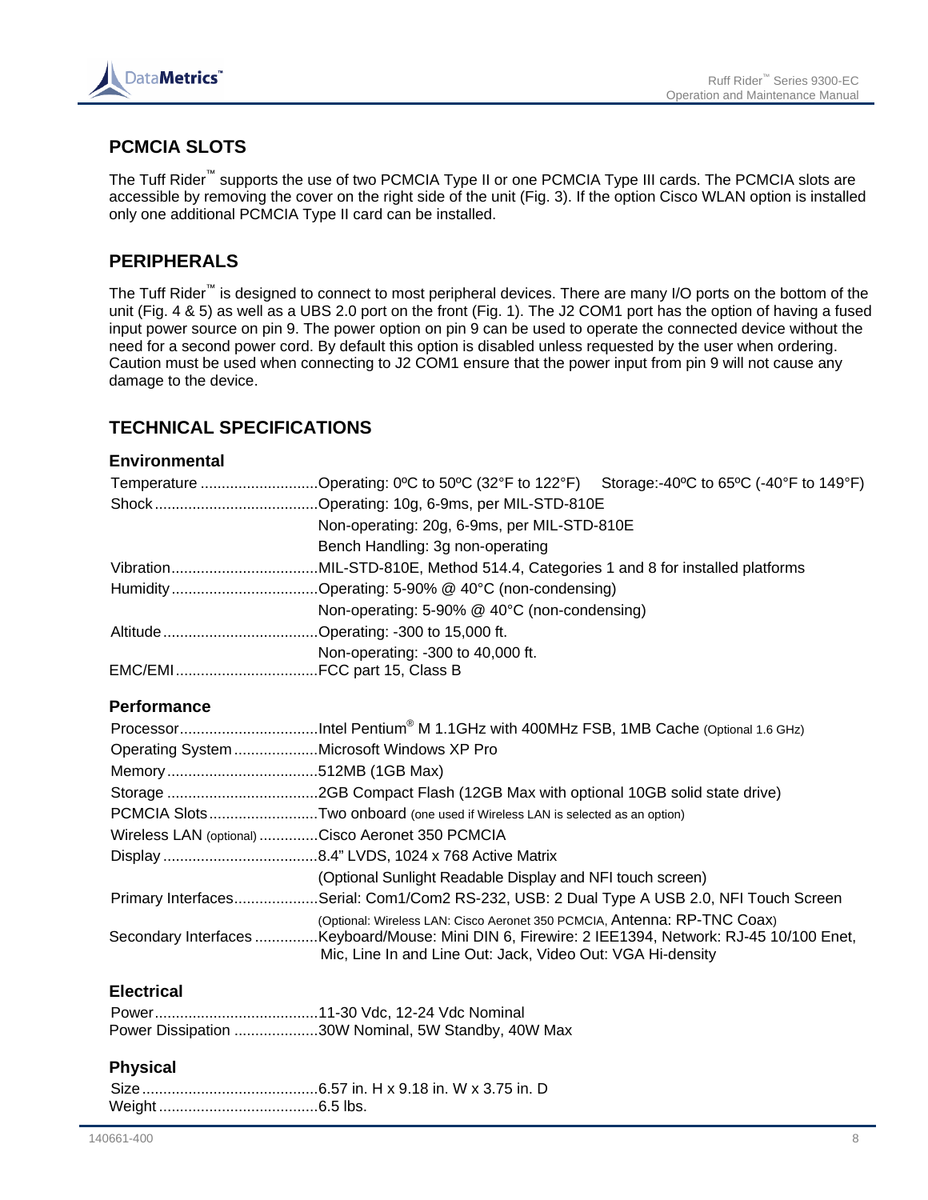## PCMCIA SLOTS

The Tuff Rider™ supports the use of two PCMCIA Type II or one PCMCIA Type III cards. The PCMCIA slots are accessible by removing the cover on the right side of the unit (Fig. 3). If the option Cisco WLAN option is installed only one additional PCMCIA Type II card can be installed.

## PERIPHERALS

The Tuff Rider™ is designed to connect to most peripheral devices. There are many I/O ports on the bottom of the unit (Fig. 4 & 5) as well as a UBS 2.0 port on the front (Fig. 1). The J2 COM1 port has the option of having a fused input power source on pin 9. The power option on pin 9 can be used to operate the connected device without the need for a second power cord. By default this option is disabled unless requested by the user when ordering. Caution must be used when connecting to J2 COM1 ensure that the power input from pin 9 will not cause any damage to the device.

## TECHNICAL SPECIFICATIONS

### Environmental

| | |
|---|---|
| Temperature | Operating: 0ºC to 50ºC (32°F to 122°F) Storage:-40ºC to 65ºC (-40°F to 149°F) |
| Shock | Operating: 10g, 6-9ms, per MIL-STD-810E |
| | Non-operating: 20g, 6-9ms, per MIL-STD-810E |
| | Bench Handling: 3g non-operating |
| Vibration | MIL-STD-810E, Method 514.4, Categories 1 and 8 for installed platforms |
| Humidity | Operating: 5-90% @ 40°C (non-condensing) |
| | Non-operating: 5-90% @ 40°C (non-condensing) |
| Altitude | Operating: -300 to 15,000 ft. |
| | Non-operating: -300 to 40,000 ft. |
| EMC/EMI | FCC part 15, Class B |

### Performance

| | |
|---|---|
| Processor | Intel Pentium® M 1.1GHz with 400MHz FSB, 1MB Cache (Optional 1.6 GHz) |
| Operating System | Microsoft Windows XP Pro |
| Memory | 512MB (1GB Max) |
| Storage | 2GB Compact Flash (12GB Max with optional 10GB solid state drive) |
| PCMCIA Slots | Two onboard (one used if Wireless LAN is selected as an option) |
| Wireless LAN (optional) | Cisco Aeronet 350 PCMCIA |
| Display | 8.4" LVDS, 1024 x 768 Active Matrix |
| | (Optional Sunlight Readable Display and NFI touch screen) |
| Primary Interfaces | Serial: Com1/Com2 RS-232, USB: 2 Dual Type A USB 2.0, NFI Touch Screen |
| | (Optional: Wireless LAN: Cisco Aeronet 350 PCMCIA, Antenna: RP-TNC Coax) |
| Secondary Interfaces | Keyboard/Mouse: Mini DIN 6, Firewire: 2 IEE1394, Network: RJ-45 10/100 Enet, Mic, Line In and Line Out: Jack, Video Out: VGA Hi-density |

### Electrical

| | |
|---|---|
| Power | 11-30 Vdc, 12-24 Vdc Nominal |
| Power Dissipation | 30W Nominal, 5W Standby, 40W Max |

### Physical

| | |
|---|---|
| Size | 6.57 in. H x 9.18 in. W x 3.75 in. D |
| Weight | 6.5 lbs. |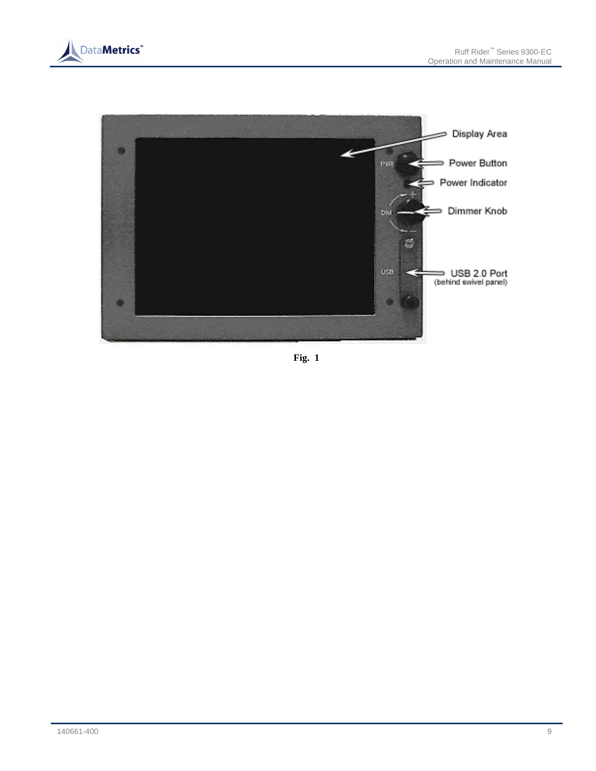Display Area

Power Button

Power Indicator

Dimmer Knob

USB 2.0 Port
(behind swivel panel)

**Fig. 1**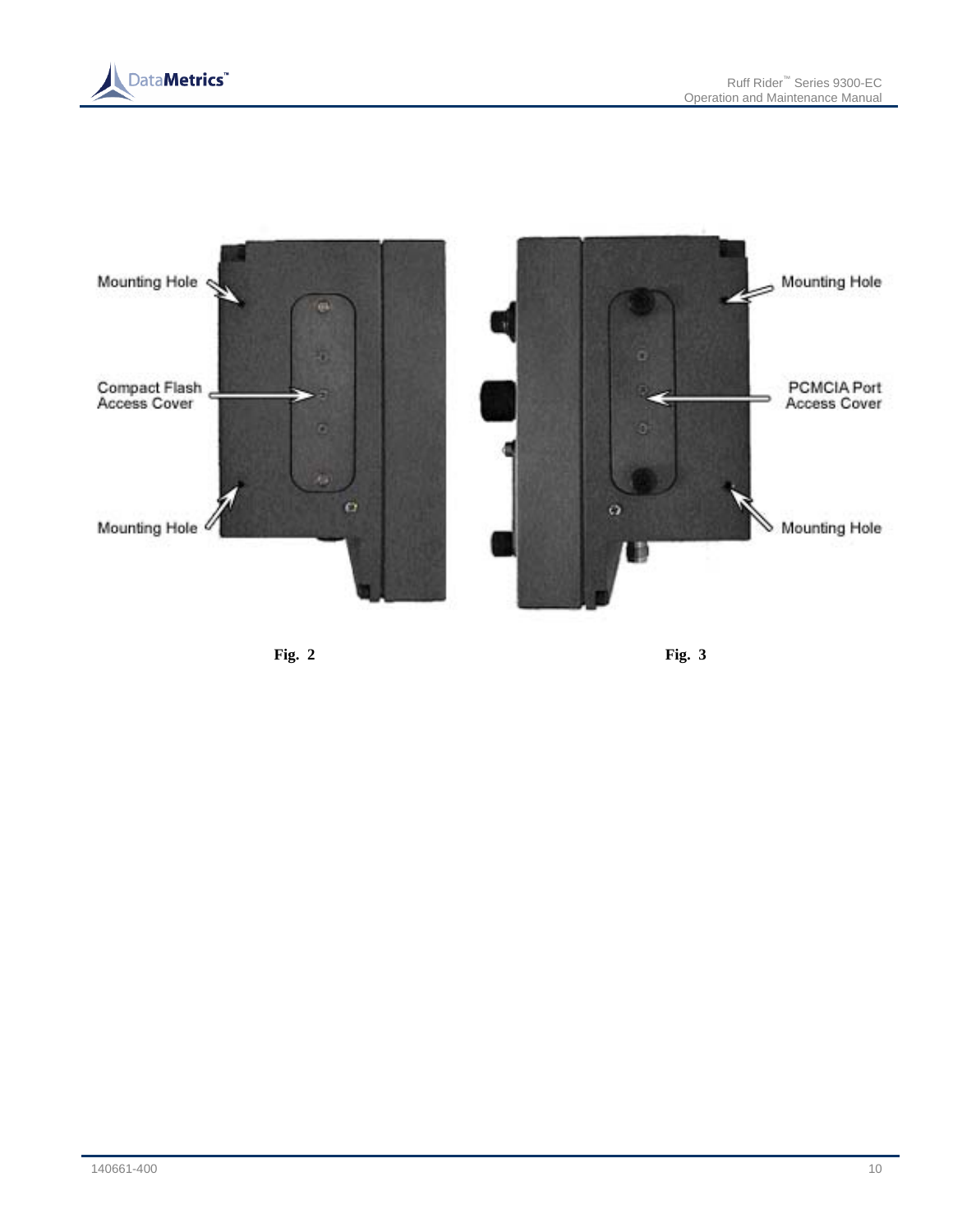Mounting Hole

Compact Flash Access Cover

Mounting Hole

Mounting Hole

PCMCIA Port Access Cover

Mounting Hole

**Fig. 2**

**Fig. 3**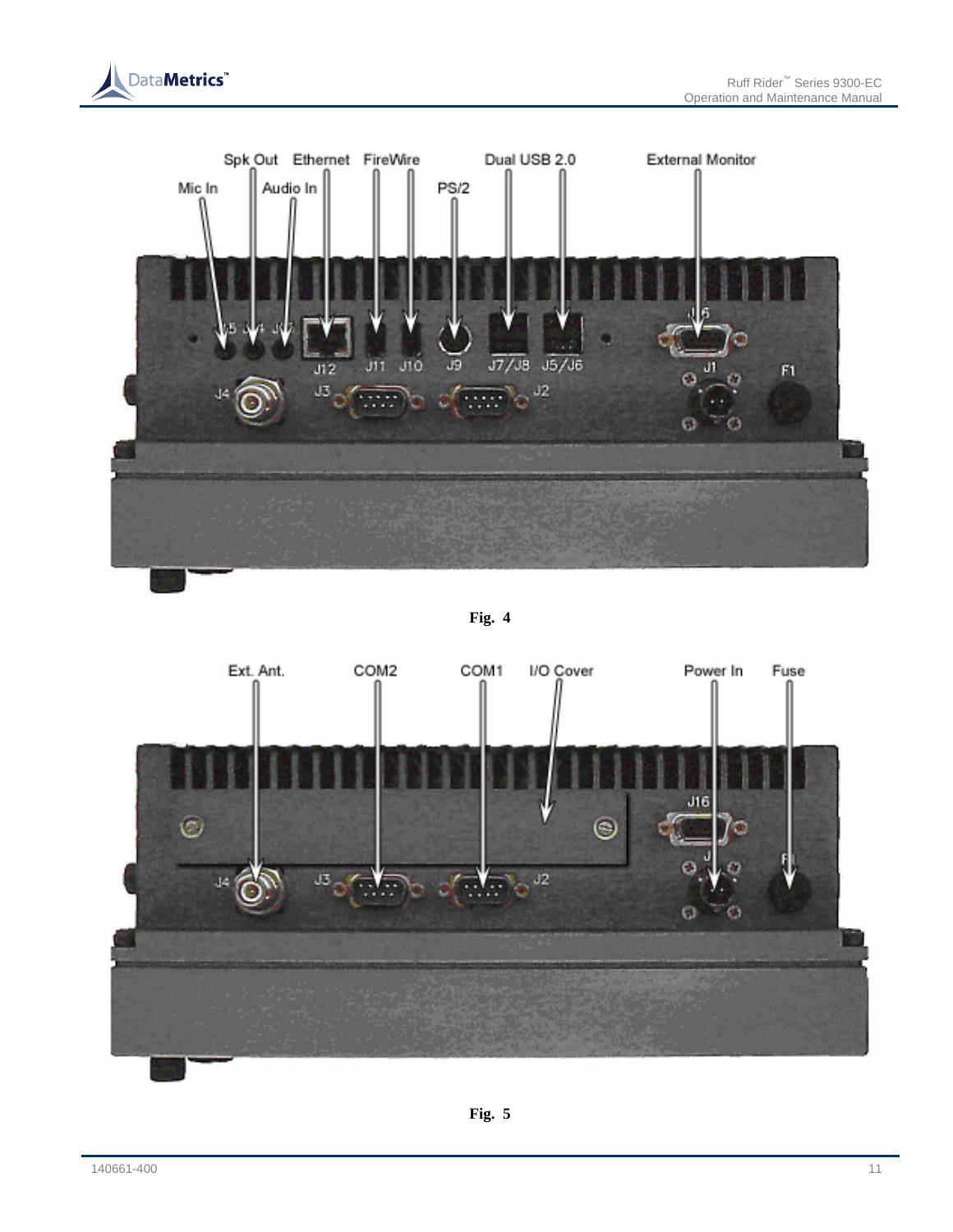Fig. 4

Fig. 5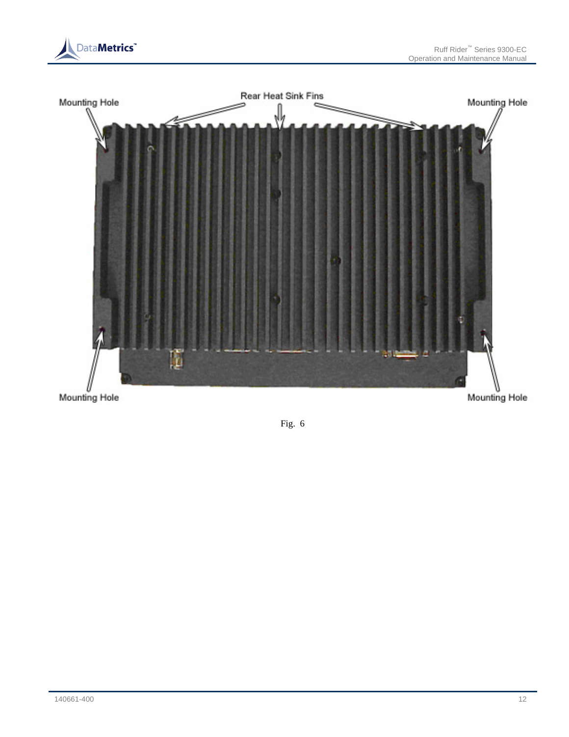Mounting Hole

Rear Heat Sink Fins

Mounting Hole

Mounting Hole

Mounting Hole

Fig. 6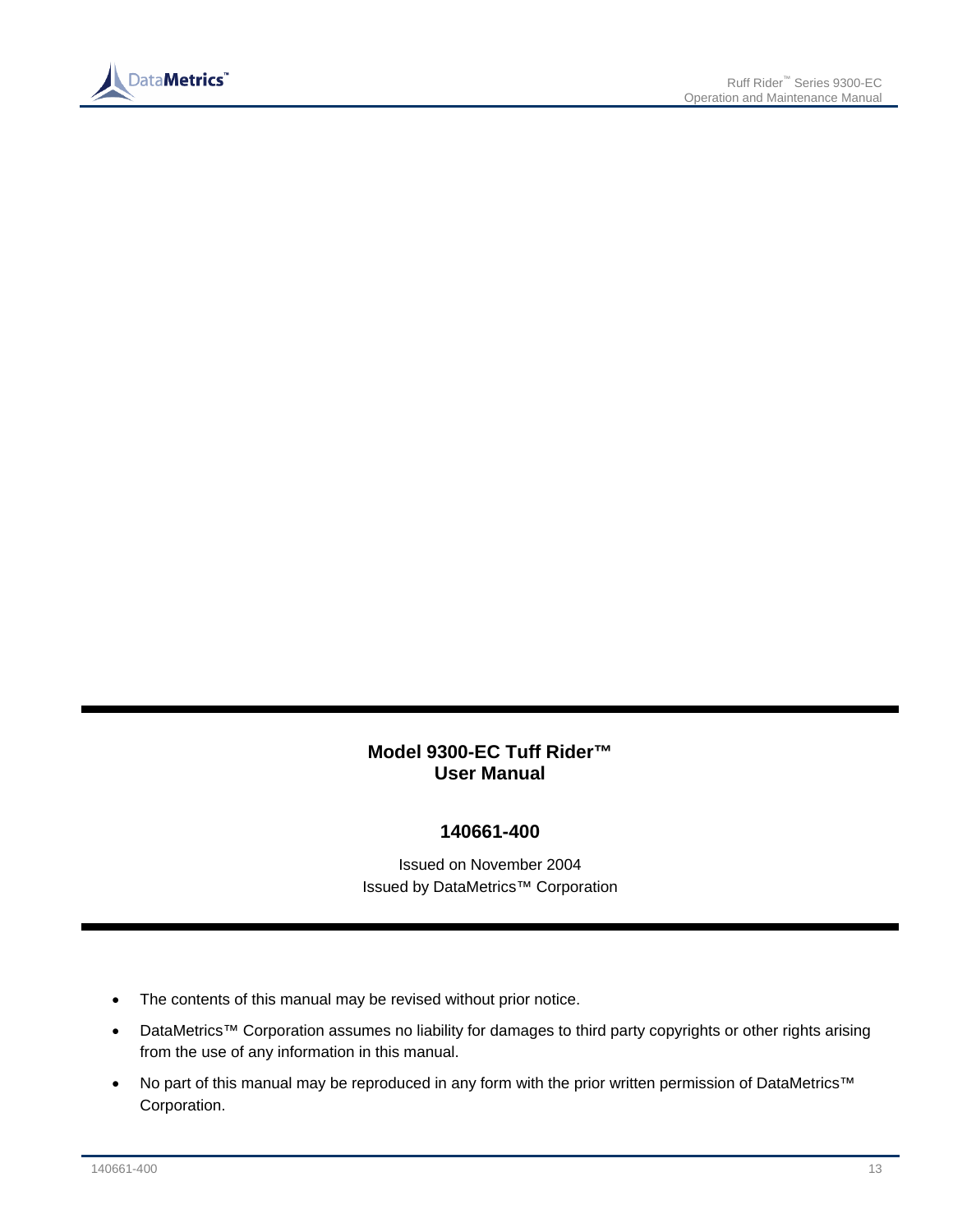**Model 9300-EC Tuff Rider™**
**User Manual**

**140661-400**

Issued on November 2004
Issued by DataMetrics™ Corporation

- The contents of this manual may be revised without prior notice.
- DataMetrics™ Corporation assumes no liability for damages to third party copyrights or other rights arising from the use of any information in this manual.
- No part of this manual may be reproduced in any form with the prior written permission of DataMetrics™ Corporation.